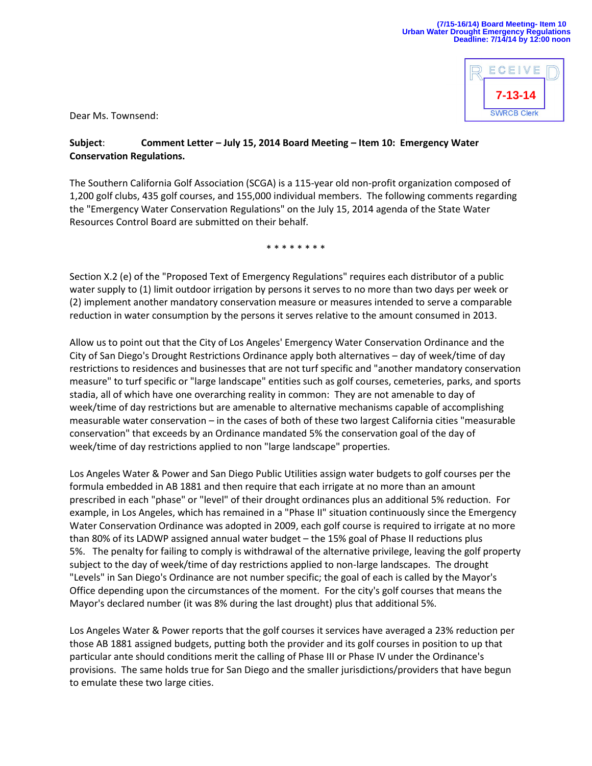(7/15-16/14) Board Meeting- Item 10
Urban Water Drought Emergency Regulations
Deadline: 7/14/14 by 12:00 noon

RECEIVED
7-13-14
SWRCB Clerk

Dear Ms. Townsend:

**Subject**: **Comment Letter – July 15, 2014 Board Meeting – Item 10: Emergency Water Conservation Regulations.**

The Southern California Golf Association (SCGA) is a 115-year old non-profit organization composed of 1,200 golf clubs, 435 golf courses, and 155,000 individual members. The following comments regarding the "Emergency Water Conservation Regulations" on the July 15, 2014 agenda of the State Water Resources Control Board are submitted on their behalf.

\* \* \* \* \* \* \* \*

Section X.2 (e) of the "Proposed Text of Emergency Regulations" requires each distributor of a public water supply to (1) limit outdoor irrigation by persons it serves to no more than two days per week or (2) implement another mandatory conservation measure or measures intended to serve a comparable reduction in water consumption by the persons it serves relative to the amount consumed in 2013.

Allow us to point out that the City of Los Angeles' Emergency Water Conservation Ordinance and the City of San Diego's Drought Restrictions Ordinance apply both alternatives – day of week/time of day restrictions to residences and businesses that are not turf specific and "another mandatory conservation measure" to turf specific or "large landscape" entities such as golf courses, cemeteries, parks, and sports stadia, all of which have one overarching reality in common: They are not amenable to day of week/time of day restrictions but are amenable to alternative mechanisms capable of accomplishing measurable water conservation – in the cases of both of these two largest California cities "measurable conservation" that exceeds by an Ordinance mandated 5% the conservation goal of the day of week/time of day restrictions applied to non "large landscape" properties.

Los Angeles Water & Power and San Diego Public Utilities assign water budgets to golf courses per the formula embedded in AB 1881 and then require that each irrigate at no more than an amount prescribed in each "phase" or "level" of their drought ordinances plus an additional 5% reduction. For example, in Los Angeles, which has remained in a "Phase II" situation continuously since the Emergency Water Conservation Ordinance was adopted in 2009, each golf course is required to irrigate at no more than 80% of its LADWP assigned annual water budget – the 15% goal of Phase II reductions plus 5%. The penalty for failing to comply is withdrawal of the alternative privilege, leaving the golf property subject to the day of week/time of day restrictions applied to non-large landscapes. The drought "Levels" in San Diego's Ordinance are not number specific; the goal of each is called by the Mayor's Office depending upon the circumstances of the moment. For the city's golf courses that means the Mayor's declared number (it was 8% during the last drought) plus that additional 5%.

Los Angeles Water & Power reports that the golf courses it services have averaged a 23% reduction per those AB 1881 assigned budgets, putting both the provider and its golf courses in position to up that particular ante should conditions merit the calling of Phase III or Phase IV under the Ordinance's provisions. The same holds true for San Diego and the smaller jurisdictions/providers that have begun to emulate these two large cities.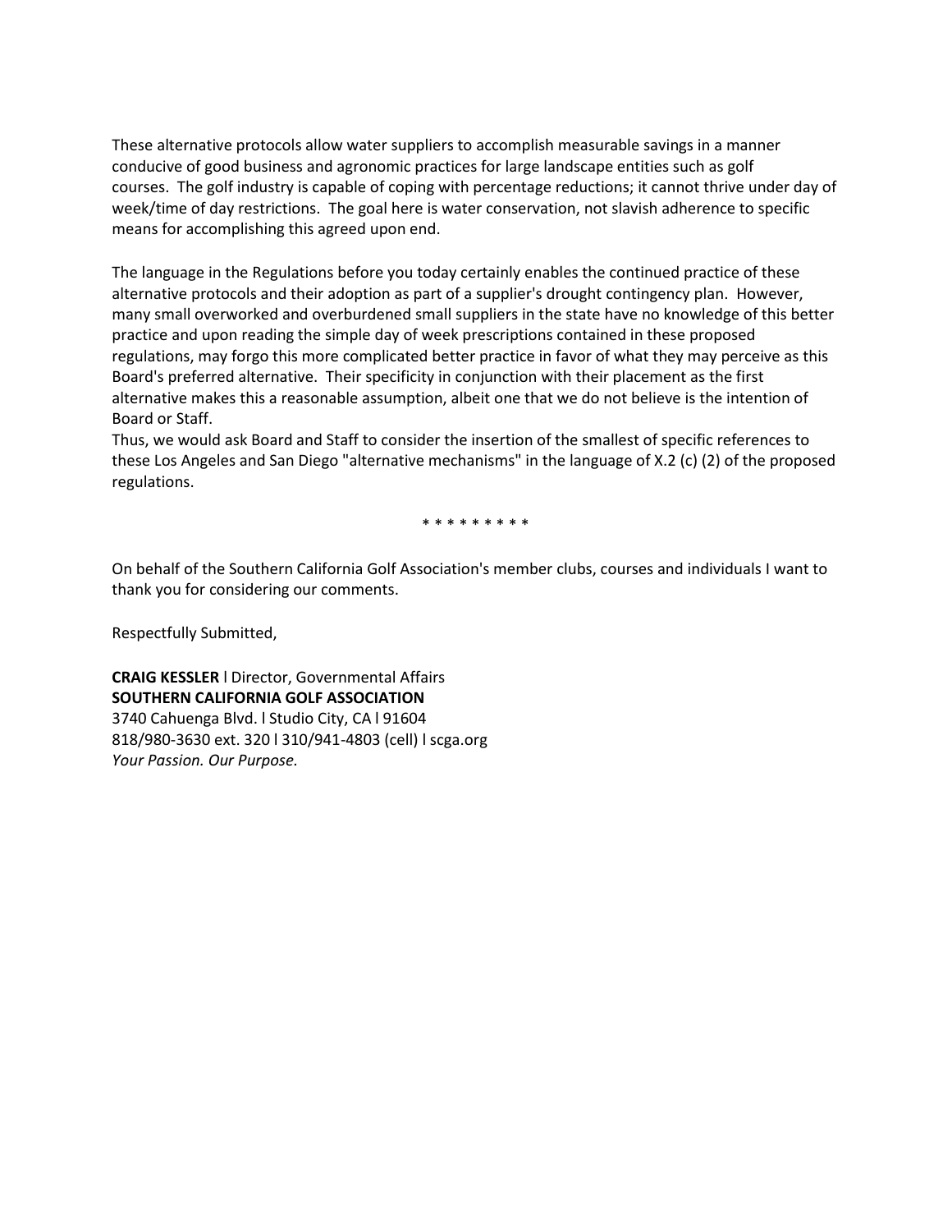These alternative protocols allow water suppliers to accomplish measurable savings in a manner conducive of good business and agronomic practices for large landscape entities such as golf courses. The golf industry is capable of coping with percentage reductions; it cannot thrive under day of week/time of day restrictions. The goal here is water conservation, not slavish adherence to specific means for accomplishing this agreed upon end.

The language in the Regulations before you today certainly enables the continued practice of these alternative protocols and their adoption as part of a supplier's drought contingency plan. However, many small overworked and overburdened small suppliers in the state have no knowledge of this better practice and upon reading the simple day of week prescriptions contained in these proposed regulations, may forgo this more complicated better practice in favor of what they may perceive as this Board's preferred alternative. Their specificity in conjunction with their placement as the first alternative makes this a reasonable assumption, albeit one that we do not believe is the intention of Board or Staff.
Thus, we would ask Board and Staff to consider the insertion of the smallest of specific references to these Los Angeles and San Diego "alternative mechanisms" in the language of X.2 (c) (2) of the proposed regulations.

\* \* \* \* \* \* \* \* \*

On behalf of the Southern California Golf Association's member clubs, courses and individuals I want to thank you for considering our comments.

Respectfully Submitted,

**CRAIG KESSLER** l Director, Governmental Affairs
**SOUTHERN CALIFORNIA GOLF ASSOCIATION**
3740 Cahuenga Blvd. l Studio City, CA l 91604
818/980-3630 ext. 320 l 310/941-4803 (cell) l scga.org
*Your Passion. Our Purpose.*